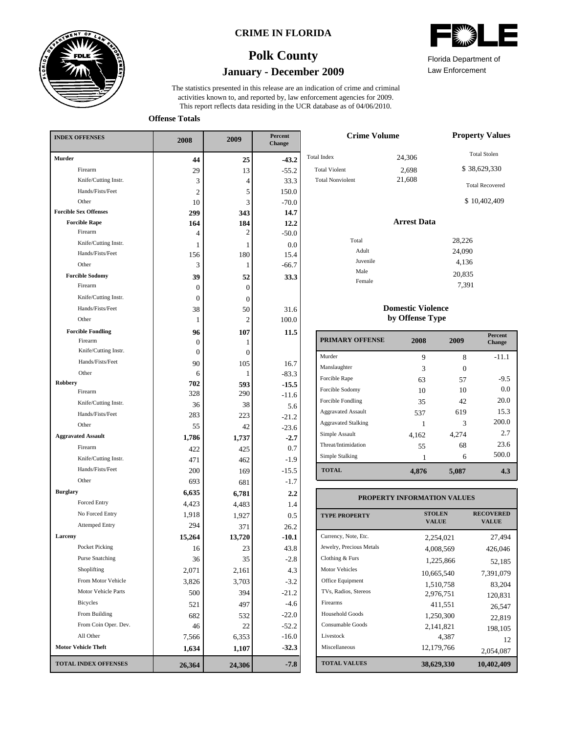# CRIME IN FLORIDA

## Polk County

### January - December 2009

Florida Department of Law Enforcement

The statistics presented in this release are an indication of crime and criminal activities known to, and reported by, law enforcement agencies for 2009. This report reflects data residing in the UCR database as of 04/06/2010.

**Offense Totals**

| INDEX OFFENSES | 2008 | 2009 | Percent Change |
|---|---|---|---|
| **Murder** | **44** | **25** | **-43.2** |
| Firearm | 29 | 13 | -55.2 |
| Knife/Cutting Instr. | 3 | 4 | 33.3 |
| Hands/Fists/Feet | 2 | 5 | 150.0 |
| Other | 10 | 3 | -70.0 |
| **Forcible Sex Offenses** | **299** | **343** | **14.7** |
| **Forcible Rape** | **164** | **184** | **12.2** |
| Firearm | 4 | 2 | -50.0 |
| Knife/Cutting Instr. | 1 | 1 | 0.0 |
| Hands/Fists/Feet | 156 | 180 | 15.4 |
| Other | 3 | 1 | -66.7 |
| **Forcible Sodomy** | **39** | **52** | **33.3** |
| Firearm | 0 | 0 | |
| Knife/Cutting Instr. | 0 | 0 | |
| Hands/Fists/Feet | 38 | 50 | 31.6 |
| Other | 1 | 2 | 100.0 |
| **Forcible Fondling** | **96** | **107** | **11.5** |
| Firearm | 0 | 1 | |
| Knife/Cutting Instr. | 0 | 0 | |
| Hands/Fists/Feet | 90 | 105 | 16.7 |
| Other | 6 | 1 | -83.3 |
| **Robbery** | **702** | **593** | **-15.5** |
| Firearm | 328 | 290 | -11.6 |
| Knife/Cutting Instr. | 36 | 38 | 5.6 |
| Hands/Fists/Feet | 283 | 223 | -21.2 |
| Other | 55 | 42 | -23.6 |
| **Aggravated Assault** | **1,786** | **1,737** | **-2.7** |
| Firearm | 422 | 425 | 0.7 |
| Knife/Cutting Instr. | 471 | 462 | -1.9 |
| Hands/Fists/Feet | 200 | 169 | -15.5 |
| Other | 693 | 681 | -1.7 |
| **Burglary** | **6,635** | **6,781** | **2.2** |
| Forced Entry | 4,423 | 4,483 | 1.4 |
| No Forced Entry | 1,918 | 1,927 | 0.5 |
| Attemped Entry | 294 | 371 | 26.2 |
| **Larceny** | **15,264** | **13,720** | **-10.1** |
| Pocket Picking | 16 | 23 | 43.8 |
| Purse Snatching | 36 | 35 | -2.8 |
| Shoplifting | 2,071 | 2,161 | 4.3 |
| From Motor Vehicle | 3,826 | 3,703 | -3.2 |
| Motor Vehicle Parts | 500 | 394 | -21.2 |
| Bicycles | 521 | 497 | -4.6 |
| From Building | 682 | 532 | -22.0 |
| From Coin Oper. Dev. | 46 | 22 | -52.2 |
| All Other | 7,566 | 6,353 | -16.0 |
| **Motor Vehicle Theft** | **1,634** | **1,107** | **-32.3** |
| **TOTAL INDEX OFFENSES** | **26,364** | **24,306** | **-7.8** |

**Crime Volume**

| | |
|---|---|
| Total Index | 24,306 |
| Total Violent | 2,698 |
| Total Nonviolent | 21,608 |

**Property Values**

Total Stolen: $ 38,629,330

Total Recovered: $ 10,402,409

**Arrest Data**

| | |
|---|---|
| Total | 28,226 |
| Adult | 24,090 |
| Juvenile | 4,136 |
| Male | 20,835 |
| Female | 7,391 |

**Domestic Violence by Offense Type**

| PRIMARY OFFENSE | 2008 | 2009 | Percent Change |
|---|---|---|---|
| Murder | 9 | 8 | -11.1 |
| Manslaughter | 3 | 0 | |
| Forcible Rape | 63 | 57 | -9.5 |
| Forcible Sodomy | 10 | 10 | 0.0 |
| Forcible Fondling | 35 | 42 | 20.0 |
| Aggravated Assault | 537 | 619 | 15.3 |
| Aggravated Stalking | 1 | 3 | 200.0 |
| Simple Assault | 4,162 | 4,274 | 2.7 |
| Threat/Intimidation | 55 | 68 | 23.6 |
| Simple Stalking | 1 | 6 | 500.0 |
| **TOTAL** | **4,876** | **5,087** | **4.3** |

**PROPERTY INFORMATION VALUES**

| TYPE PROPERTY | STOLEN VALUE | RECOVERED VALUE |
|---|---|---|
| Currency, Note, Etc. | 2,254,021 | 27,494 |
| Jewelry, Precious Metals | 4,008,569 | 426,046 |
| Clothing & Furs | 1,225,866 | 52,185 |
| Motor Vehicles | 10,665,540 | 7,391,079 |
| Office Equipment | 1,510,758 | 83,204 |
| TVs, Radios, Stereos | 2,976,751 | 120,831 |
| Firearms | 411,551 | 26,547 |
| Household Goods | 1,250,300 | 22,819 |
| Consumable Goods | 2,141,821 | 198,105 |
| Livestock | 4,387 | 12 |
| Miscellaneous | 12,179,766 | 2,054,087 |
| **TOTAL VALUES** | **38,629,330** | **10,402,409** |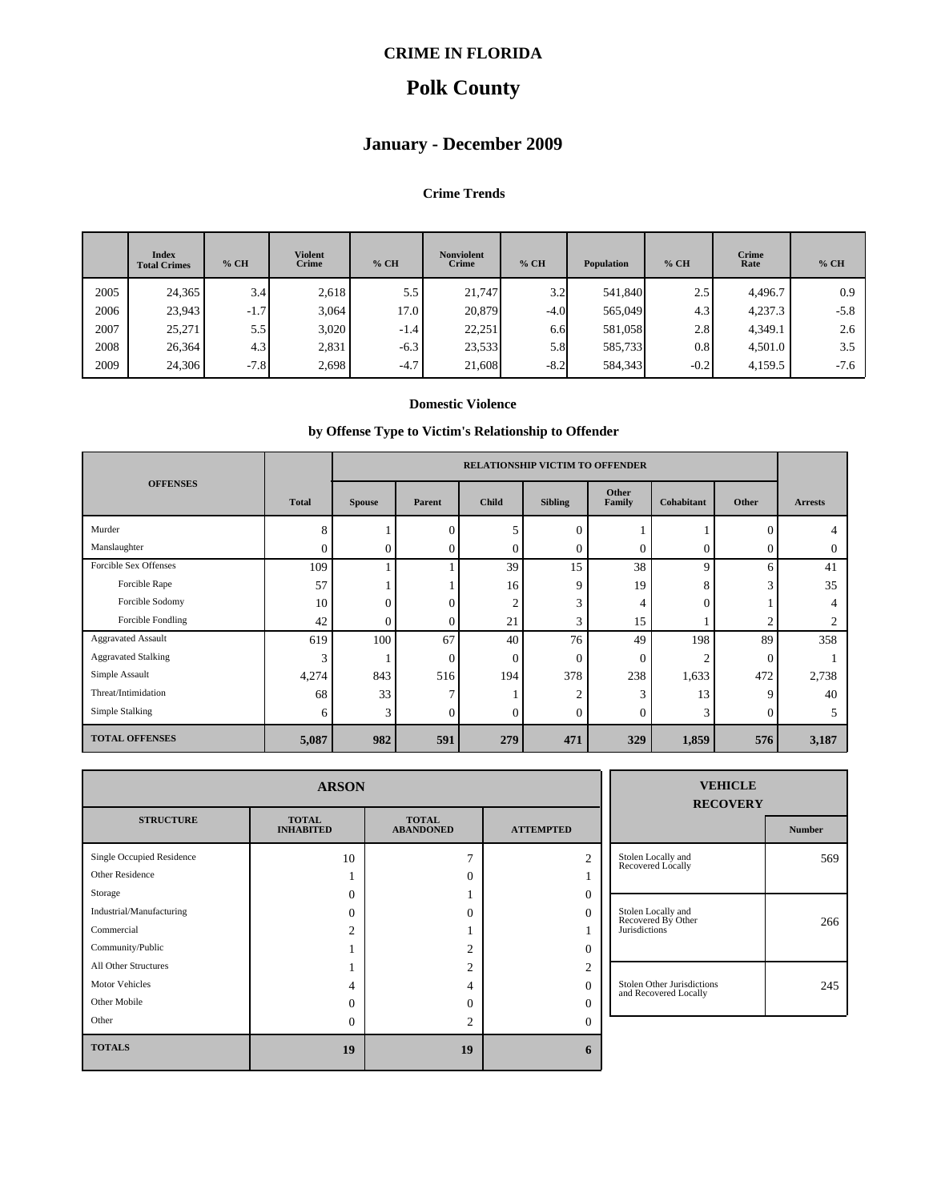**CRIME IN FLORIDA**

# Polk County

## January - December 2009

### Crime Trends

| | Index Total Crimes | % CH | Violent Crime | % CH | Nonviolent Crime | % CH | Population | % CH | Crime Rate | % CH |
|---|---|---|---|---|---|---|---|---|---|---|
| 2005 | 24,365 | 3.4 | 2,618 | 5.5 | 21,747 | 3.2 | 541,840 | 2.5 | 4,496.7 | 0.9 |
| 2006 | 23,943 | -1.7 | 3,064 | 17.0 | 20,879 | -4.0 | 565,049 | 4.3 | 4,237.3 | -5.8 |
| 2007 | 25,271 | 5.5 | 3,020 | -1.4 | 22,251 | 6.6 | 581,058 | 2.8 | 4,349.1 | 2.6 |
| 2008 | 26,364 | 4.3 | 2,831 | -6.3 | 23,533 | 5.8 | 585,733 | 0.8 | 4,501.0 | 3.5 |
| 2009 | 24,306 | -7.8 | 2,698 | -4.7 | 21,608 | -8.2 | 584,343 | -0.2 | 4,159.5 | -7.6 |

### Domestic Violence

### by Offense Type to Victim's Relationship to Offender

| OFFENSES | | RELATIONSHIP VICTIM TO OFFENDER | | | | | | | |
|---|---|---|---|---|---|---|---|---|---|
| | Total | Spouse | Parent | Child | Sibling | Other Family | Cohabitant | Other | Arrests |
| Murder | 8 | 1 | 0 | 5 | 0 | 1 | 1 | 0 | 4 |
| Manslaughter | 0 | 0 | 0 | 0 | 0 | 0 | 0 | 0 | 0 |
| Forcible Sex Offenses | 109 | 1 | 1 | 39 | 15 | 38 | 9 | 6 | 41 |
| Forcible Rape | 57 | 1 | 1 | 16 | 9 | 19 | 8 | 3 | 35 |
| Forcible Sodomy | 10 | 0 | 0 | 2 | 3 | 4 | 0 | 1 | 4 |
| Forcible Fondling | 42 | 0 | 0 | 21 | 3 | 15 | 1 | 2 | 2 |
| Aggravated Assault | 619 | 100 | 67 | 40 | 76 | 49 | 198 | 89 | 358 |
| Aggravated Stalking | 3 | 1 | 0 | 0 | 0 | 0 | 2 | 0 | 1 |
| Simple Assault | 4,274 | 843 | 516 | 194 | 378 | 238 | 1,633 | 472 | 2,738 |
| Threat/Intimidation | 68 | 33 | 7 | 1 | 2 | 3 | 13 | 9 | 40 |
| Simple Stalking | 6 | 3 | 0 | 0 | 0 | 0 | 3 | 0 | 5 |
| **TOTAL OFFENSES** | **5,087** | **982** | **591** | **279** | **471** | **329** | **1,859** | **576** | **3,187** |

| ARSON | | | |
|---|---|---|---|
| STRUCTURE | TOTAL INHABITED | TOTAL ABANDONED | ATTEMPTED |
| Single Occupied Residence | 10 | 7 | 2 |
| Other Residence | 1 | 0 | 1 |
| Storage | 0 | 1 | 0 |
| Industrial/Manufacturing | 0 | 0 | 0 |
| Commercial | 2 | 1 | 1 |
| Community/Public | 1 | 2 | 0 |
| All Other Structures | 1 | 2 | 2 |
| Motor Vehicles | 4 | 4 | 0 |
| Other Mobile | 0 | 0 | 0 |
| Other | 0 | 2 | 0 |
| **TOTALS** | **19** | **19** | **6** |

| VEHICLE RECOVERY | Number |
|---|---|
| Stolen Locally and Recovered Locally | 569 |
| Stolen Locally and Recovered By Other Jurisdictions | 266 |
| Stolen Other Jurisdictions and Recovered Locally | 245 |